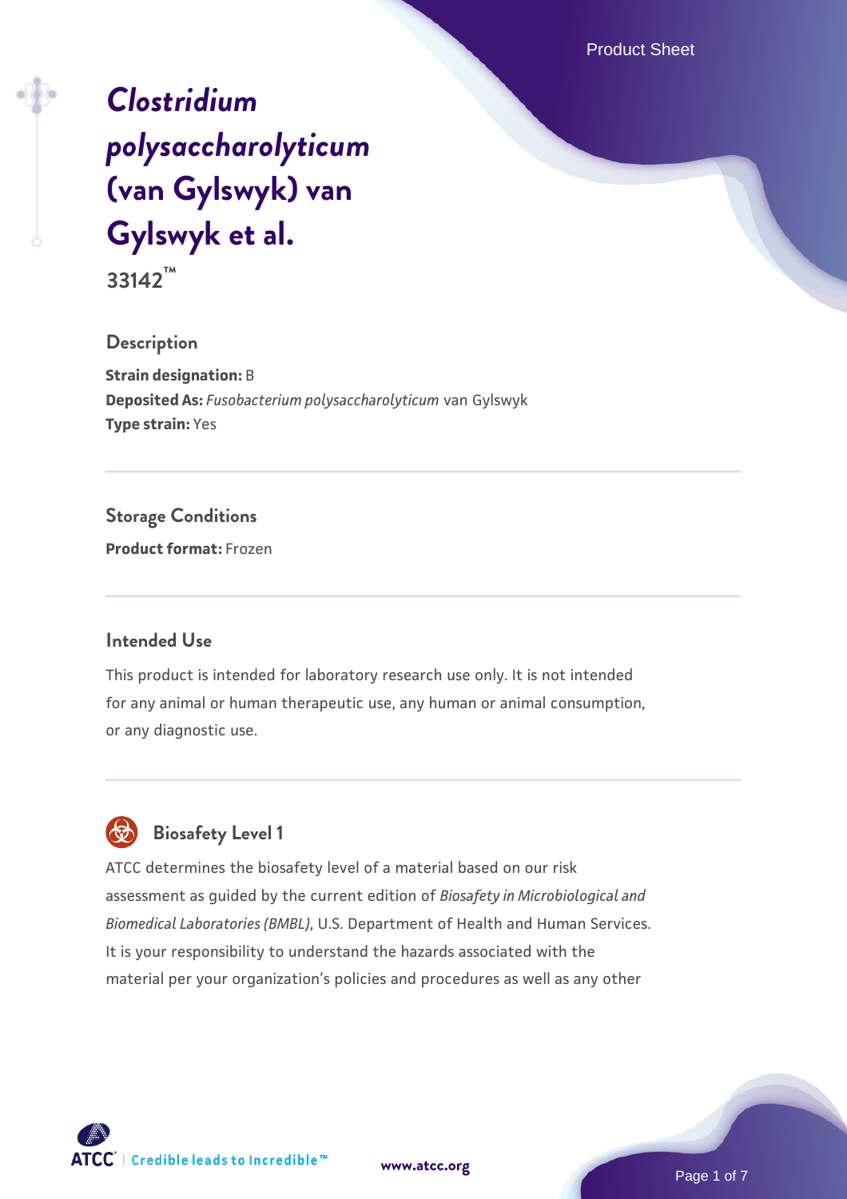# *Clostridium polysaccharolyticum* (van Gylswyk) van Gylswyk et al.

**33142™**

## Description

**Strain designation:** B
**Deposited As:** *Fusobacterium polysaccharolyticum* van Gylswyk
**Type strain:** Yes

## Storage Conditions

**Product format:** Frozen

## Intended Use

This product is intended for laboratory research use only. It is not intended for any animal or human therapeutic use, any human or animal consumption, or any diagnostic use.

## Biosafety Level 1

ATCC determines the biosafety level of a material based on our risk assessment as guided by the current edition of *Biosafety in Microbiological and Biomedical Laboratories (BMBL)*, U.S. Department of Health and Human Services. It is your responsibility to understand the hazards associated with the material per your organization's policies and procedures as well as any other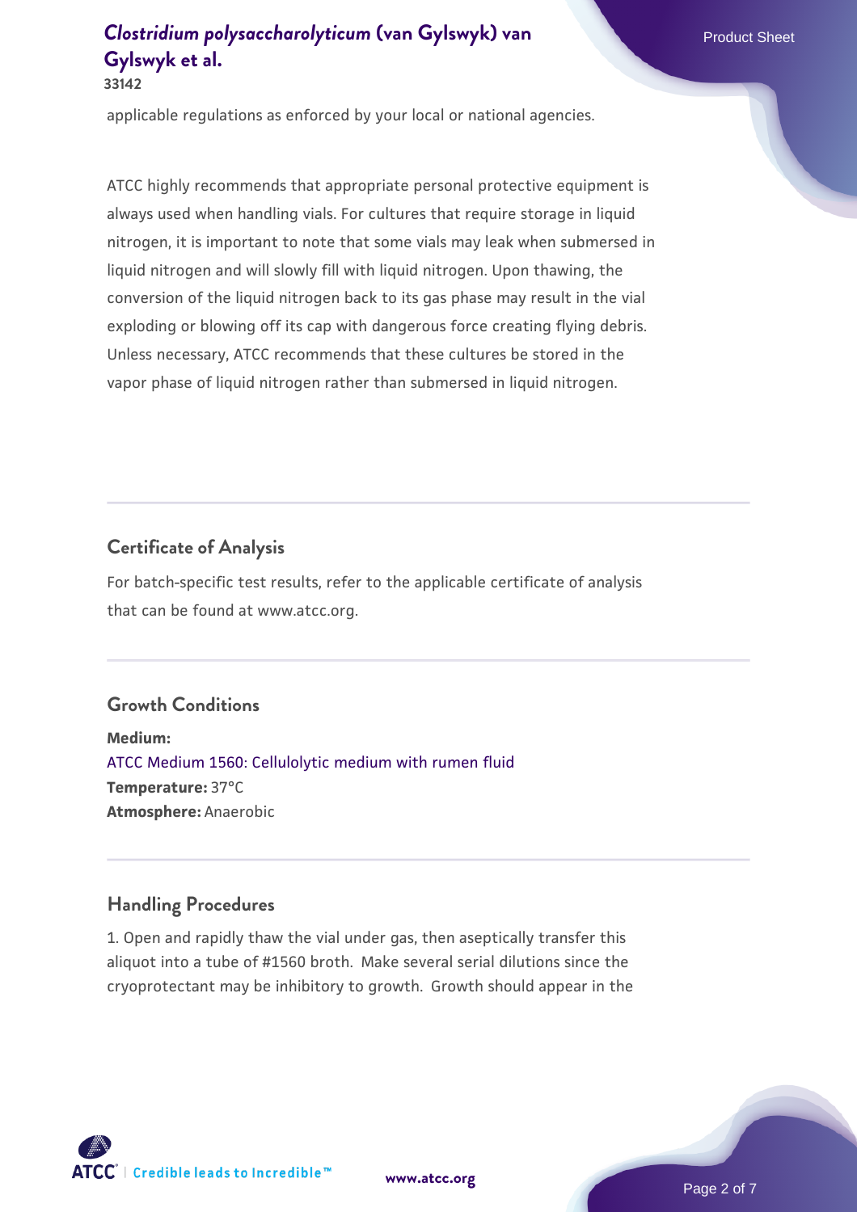applicable regulations as enforced by your local or national agencies.

ATCC highly recommends that appropriate personal protective equipment is always used when handling vials. For cultures that require storage in liquid nitrogen, it is important to note that some vials may leak when submersed in liquid nitrogen and will slowly fill with liquid nitrogen. Upon thawing, the conversion of the liquid nitrogen back to its gas phase may result in the vial exploding or blowing off its cap with dangerous force creating flying debris. Unless necessary, ATCC recommends that these cultures be stored in the vapor phase of liquid nitrogen rather than submersed in liquid nitrogen.

## Certificate of Analysis

For batch-specific test results, refer to the applicable certificate of analysis that can be found at www.atcc.org.

## Growth Conditions

**Medium:**
ATCC Medium 1560: Cellulolytic medium with rumen fluid
**Temperature:** 37°C
**Atmosphere:** Anaerobic

## Handling Procedures

1. Open and rapidly thaw the vial under gas, then aseptically transfer this aliquot into a tube of #1560 broth. Make several serial dilutions since the cryoprotectant may be inhibitory to growth. Growth should appear in the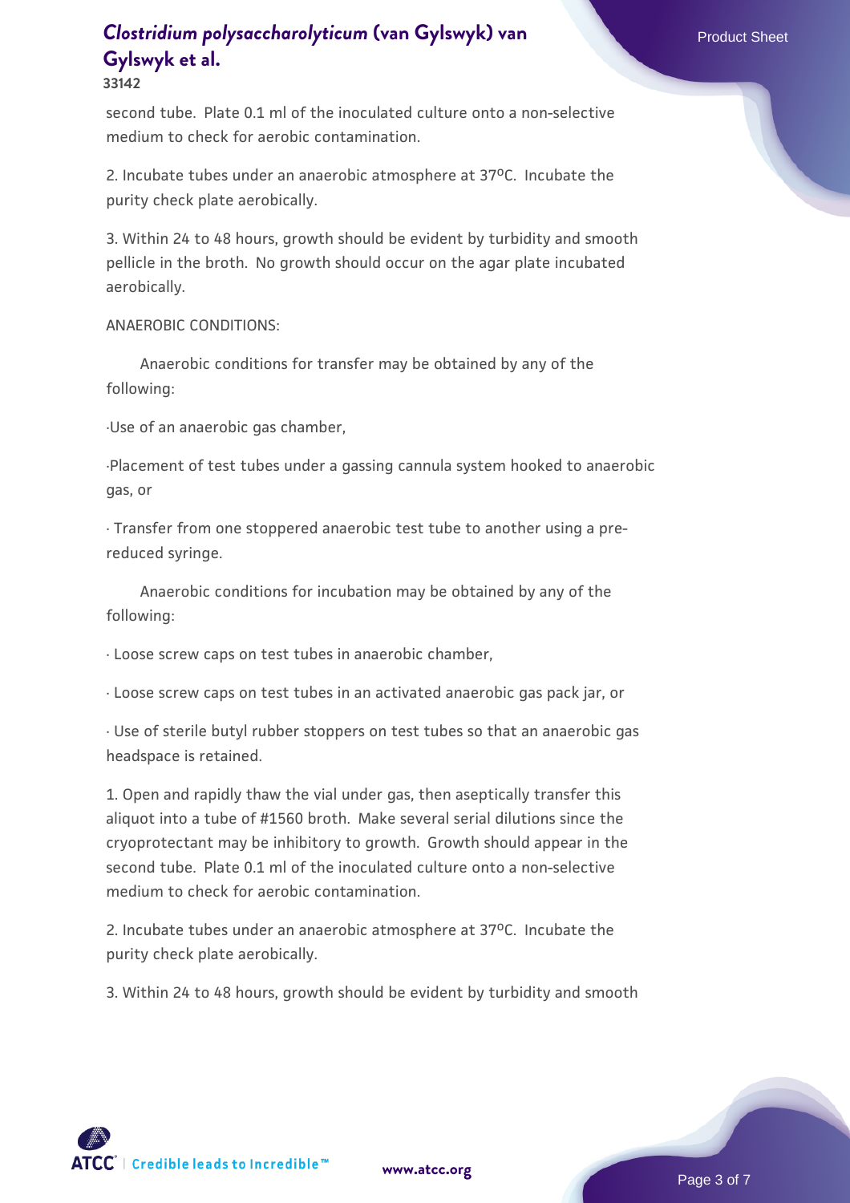second tube. Plate 0.1 ml of the inoculated culture onto a non-selective medium to check for aerobic contamination.

2. Incubate tubes under an anaerobic atmosphere at 37°C. Incubate the purity check plate aerobically.

3. Within 24 to 48 hours, growth should be evident by turbidity and smooth pellicle in the broth. No growth should occur on the agar plate incubated aerobically.

ANAEROBIC CONDITIONS:

Anaerobic conditions for transfer may be obtained by any of the following:

·Use of an anaerobic gas chamber,

·Placement of test tubes under a gassing cannula system hooked to anaerobic gas, or

· Transfer from one stoppered anaerobic test tube to another using a pre-reduced syringe.

Anaerobic conditions for incubation may be obtained by any of the following:

· Loose screw caps on test tubes in anaerobic chamber,

· Loose screw caps on test tubes in an activated anaerobic gas pack jar, or

· Use of sterile butyl rubber stoppers on test tubes so that an anaerobic gas headspace is retained.

1. Open and rapidly thaw the vial under gas, then aseptically transfer this aliquot into a tube of #1560 broth. Make several serial dilutions since the cryoprotectant may be inhibitory to growth. Growth should appear in the second tube. Plate 0.1 ml of the inoculated culture onto a non-selective medium to check for aerobic contamination.

2. Incubate tubes under an anaerobic atmosphere at 37°C. Incubate the purity check plate aerobically.

3. Within 24 to 48 hours, growth should be evident by turbidity and smooth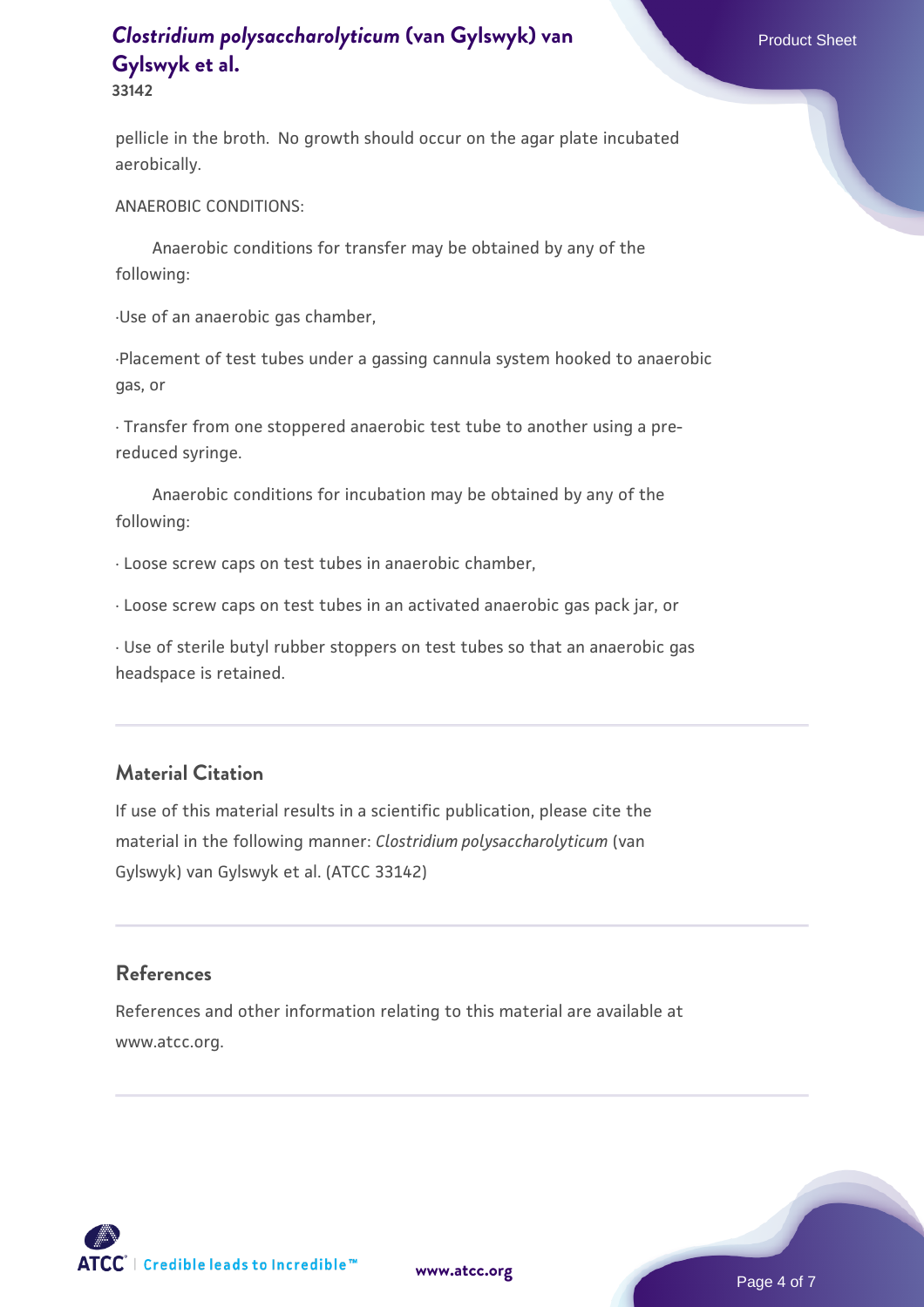pellicle in the broth. No growth should occur on the agar plate incubated aerobically.

ANAEROBIC CONDITIONS:

Anaerobic conditions for transfer may be obtained by any of the following:

·Use of an anaerobic gas chamber,

·Placement of test tubes under a gassing cannula system hooked to anaerobic gas, or

· Transfer from one stoppered anaerobic test tube to another using a pre-reduced syringe.

Anaerobic conditions for incubation may be obtained by any of the following:

· Loose screw caps on test tubes in anaerobic chamber,

· Loose screw caps on test tubes in an activated anaerobic gas pack jar, or

· Use of sterile butyl rubber stoppers on test tubes so that an anaerobic gas headspace is retained.

## Material Citation

If use of this material results in a scientific publication, please cite the material in the following manner: *Clostridium polysaccharolyticum* (van Gylswyk) van Gylswyk et al. (ATCC 33142)

## References

References and other information relating to this material are available at www.atcc.org.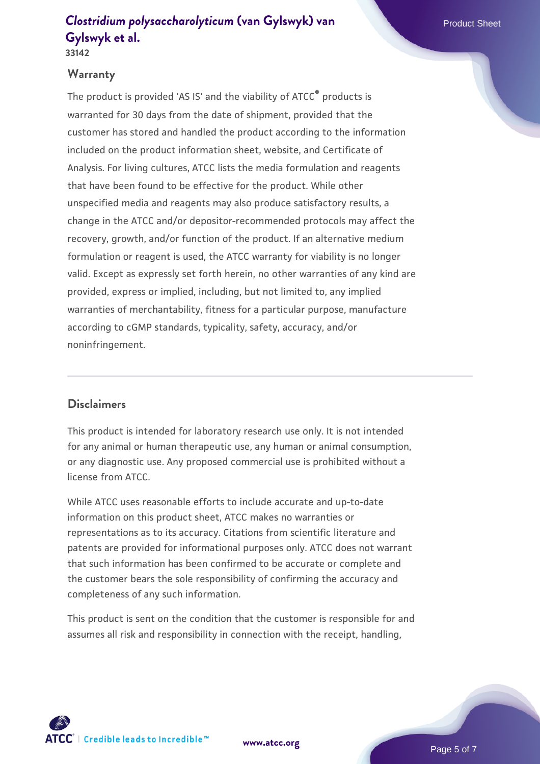## Warranty

The product is provided 'AS IS' and the viability of ATCC® products is warranted for 30 days from the date of shipment, provided that the customer has stored and handled the product according to the information included on the product information sheet, website, and Certificate of Analysis. For living cultures, ATCC lists the media formulation and reagents that have been found to be effective for the product. While other unspecified media and reagents may also produce satisfactory results, a change in the ATCC and/or depositor-recommended protocols may affect the recovery, growth, and/or function of the product. If an alternative medium formulation or reagent is used, the ATCC warranty for viability is no longer valid. Except as expressly set forth herein, no other warranties of any kind are provided, express or implied, including, but not limited to, any implied warranties of merchantability, fitness for a particular purpose, manufacture according to cGMP standards, typicality, safety, accuracy, and/or noninfringement.

## Disclaimers

This product is intended for laboratory research use only. It is not intended for any animal or human therapeutic use, any human or animal consumption, or any diagnostic use. Any proposed commercial use is prohibited without a license from ATCC.

While ATCC uses reasonable efforts to include accurate and up-to-date information on this product sheet, ATCC makes no warranties or representations as to its accuracy. Citations from scientific literature and patents are provided for informational purposes only. ATCC does not warrant that such information has been confirmed to be accurate or complete and the customer bears the sole responsibility of confirming the accuracy and completeness of any such information.

This product is sent on the condition that the customer is responsible for and assumes all risk and responsibility in connection with the receipt, handling,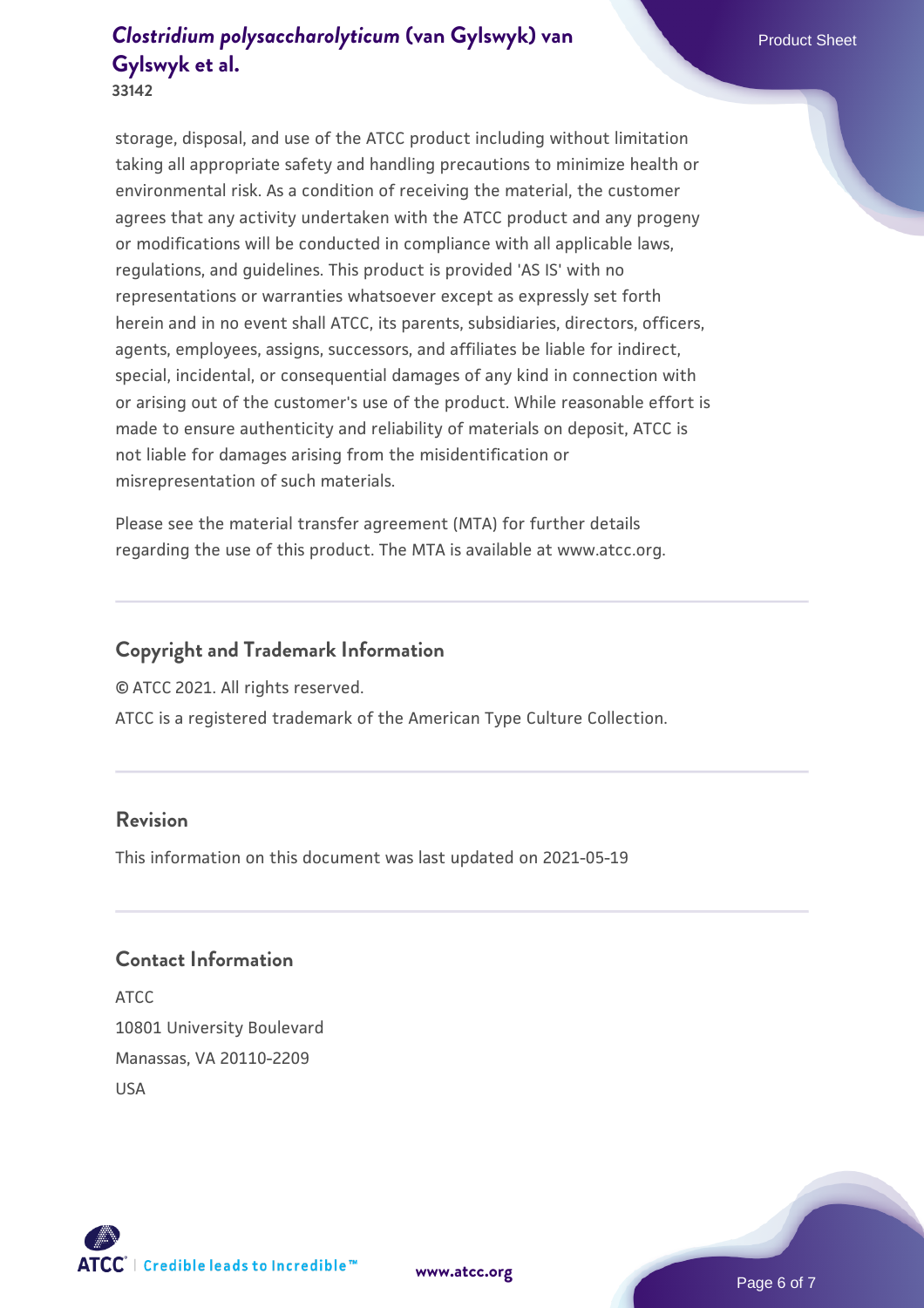storage, disposal, and use of the ATCC product including without limitation taking all appropriate safety and handling precautions to minimize health or environmental risk. As a condition of receiving the material, the customer agrees that any activity undertaken with the ATCC product and any progeny or modifications will be conducted in compliance with all applicable laws, regulations, and guidelines. This product is provided 'AS IS' with no representations or warranties whatsoever except as expressly set forth herein and in no event shall ATCC, its parents, subsidiaries, directors, officers, agents, employees, assigns, successors, and affiliates be liable for indirect, special, incidental, or consequential damages of any kind in connection with or arising out of the customer's use of the product. While reasonable effort is made to ensure authenticity and reliability of materials on deposit, ATCC is not liable for damages arising from the misidentification or misrepresentation of such materials.

Please see the material transfer agreement (MTA) for further details regarding the use of this product. The MTA is available at www.atcc.org.

## Copyright and Trademark Information

© ATCC 2021. All rights reserved.

ATCC is a registered trademark of the American Type Culture Collection.

## Revision

This information on this document was last updated on 2021-05-19

## Contact Information

ATCC
10801 University Boulevard
Manassas, VA 20110-2209
USA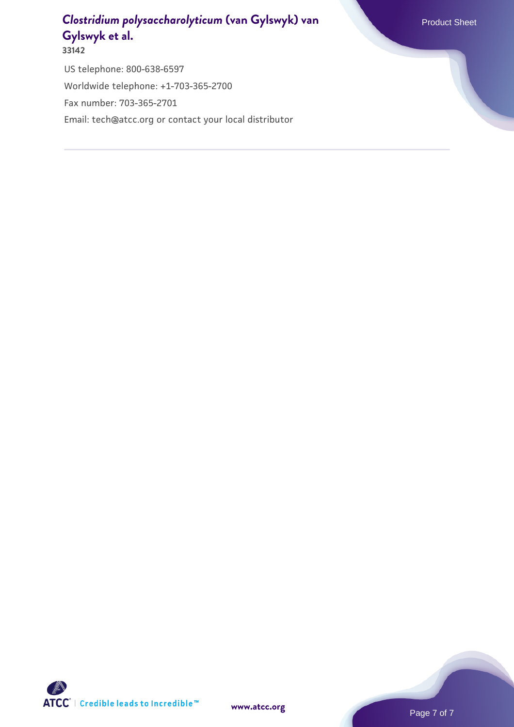US telephone: 800-638-6597

Worldwide telephone: +1-703-365-2700

Fax number: 703-365-2701

Email: tech@atcc.org or contact your local distributor